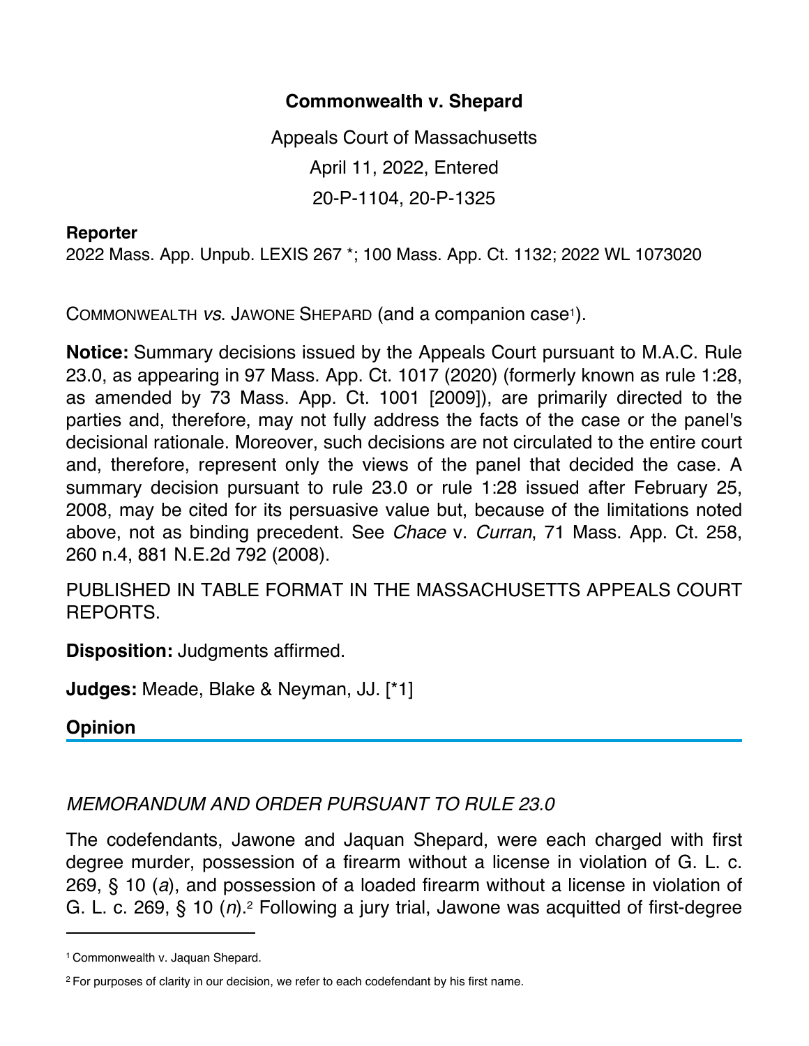# Commonwealth v. Shepard

Appeals Court of Massachusetts

April 11, 2022, Entered

20-P-1104, 20-P-1325

**Reporter**

2022 Mass. App. Unpub. LEXIS 267 *; 100 Mass. App. Ct. 1132; 2022 WL 1073020

COMMONWEALTH *vs*. JAWONE SHEPARD (and a companion case[1]).

**Notice:** Summary decisions issued by the Appeals Court pursuant to M.A.C. Rule 23.0, as appearing in 97 Mass. App. Ct. 1017 (2020) (formerly known as rule 1:28, as amended by 73 Mass. App. Ct. 1001 [2009]), are primarily directed to the parties and, therefore, may not fully address the facts of the case or the panel's decisional rationale. Moreover, such decisions are not circulated to the entire court and, therefore, represent only the views of the panel that decided the case. A summary decision pursuant to rule 23.0 or rule 1:28 issued after February 25, 2008, may be cited for its persuasive value but, because of the limitations noted above, not as binding precedent. See *Chace* v. *Curran*, 71 Mass. App. Ct. 258, 260 n.4, 881 N.E.2d 792 (2008).

PUBLISHED IN TABLE FORMAT IN THE MASSACHUSETTS APPEALS COURT REPORTS.

**Disposition:** Judgments affirmed.

**Judges:** Meade, Blake & Neyman, JJ. [*1]

## Opinion

*MEMORANDUM AND ORDER PURSUANT TO RULE 23.0*

The codefendants, Jawone and Jaquan Shepard, were each charged with first degree murder, possession of a firearm without a license in violation of G. L. c. 269, § 10 (*a*), and possession of a loaded firearm without a license in violation of G. L. c. 269, § 10 (*n*).[2] Following a jury trial, Jawone was acquitted of first-degree

---

[1] Commonwealth v. Jaquan Shepard.

[2] For purposes of clarity in our decision, we refer to each codefendant by his first name.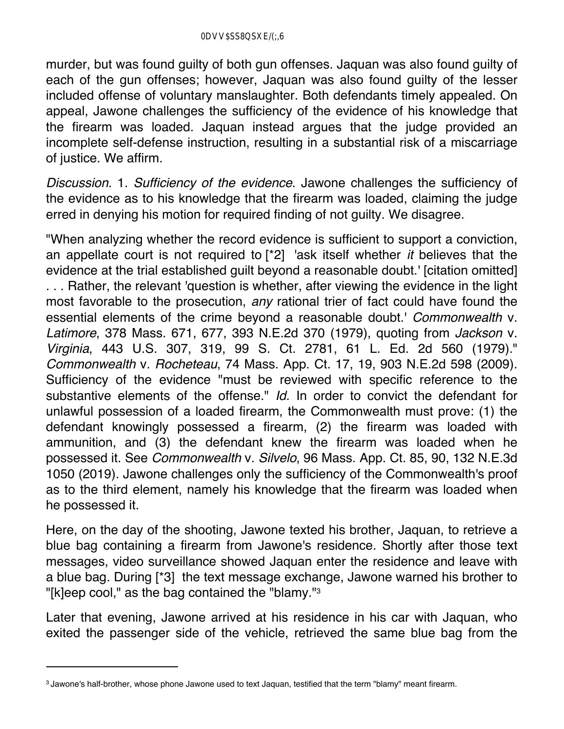murder, but was found guilty of both gun offenses. Jaquan was also found guilty of each of the gun offenses; however, Jaquan was also found guilty of the lesser included offense of voluntary manslaughter. Both defendants timely appealed. On appeal, Jawone challenges the sufficiency of the evidence of his knowledge that the firearm was loaded. Jaquan instead argues that the judge provided an incomplete self-defense instruction, resulting in a substantial risk of a miscarriage of justice. We affirm.

*Discussion*. 1. *Sufficiency of the evidence*. Jawone challenges the sufficiency of the evidence as to his knowledge that the firearm was loaded, claiming the judge erred in denying his motion for required finding of not guilty. We disagree.

"When analyzing whether the record evidence is sufficient to support a conviction, an appellate court is not required to [*2] 'ask itself whether *it* believes that the evidence at the trial established guilt beyond a reasonable doubt.' [citation omitted] . . . Rather, the relevant 'question is whether, after viewing the evidence in the light most favorable to the prosecution, *any* rational trier of fact could have found the essential elements of the crime beyond a reasonable doubt.' *Commonwealth* v. *Latimore*, 378 Mass. 671, 677, 393 N.E.2d 370 (1979), quoting from *Jackson* v. *Virginia*, 443 U.S. 307, 319, 99 S. Ct. 2781, 61 L. Ed. 2d 560 (1979)." *Commonwealth* v. *Rocheteau*, 74 Mass. App. Ct. 17, 19, 903 N.E.2d 598 (2009). Sufficiency of the evidence "must be reviewed with specific reference to the substantive elements of the offense." *Id.* In order to convict the defendant for unlawful possession of a loaded firearm, the Commonwealth must prove: (1) the defendant knowingly possessed a firearm, (2) the firearm was loaded with ammunition, and (3) the defendant knew the firearm was loaded when he possessed it. See *Commonwealth* v. *Silvelo*, 96 Mass. App. Ct. 85, 90, 132 N.E.3d 1050 (2019). Jawone challenges only the sufficiency of the Commonwealth's proof as to the third element, namely his knowledge that the firearm was loaded when he possessed it.

Here, on the day of the shooting, Jawone texted his brother, Jaquan, to retrieve a blue bag containing a firearm from Jawone's residence. Shortly after those text messages, video surveillance showed Jaquan enter the residence and leave with a blue bag. During [*3] the text message exchange, Jawone warned his brother to "[k]eep cool," as the bag contained the "blamy."[3]

Later that evening, Jawone arrived at his residence in his car with Jaquan, who exited the passenger side of the vehicle, retrieved the same blue bag from the

---

[3] Jawone's half-brother, whose phone Jawone used to text Jaquan, testified that the term "blamy" meant firearm.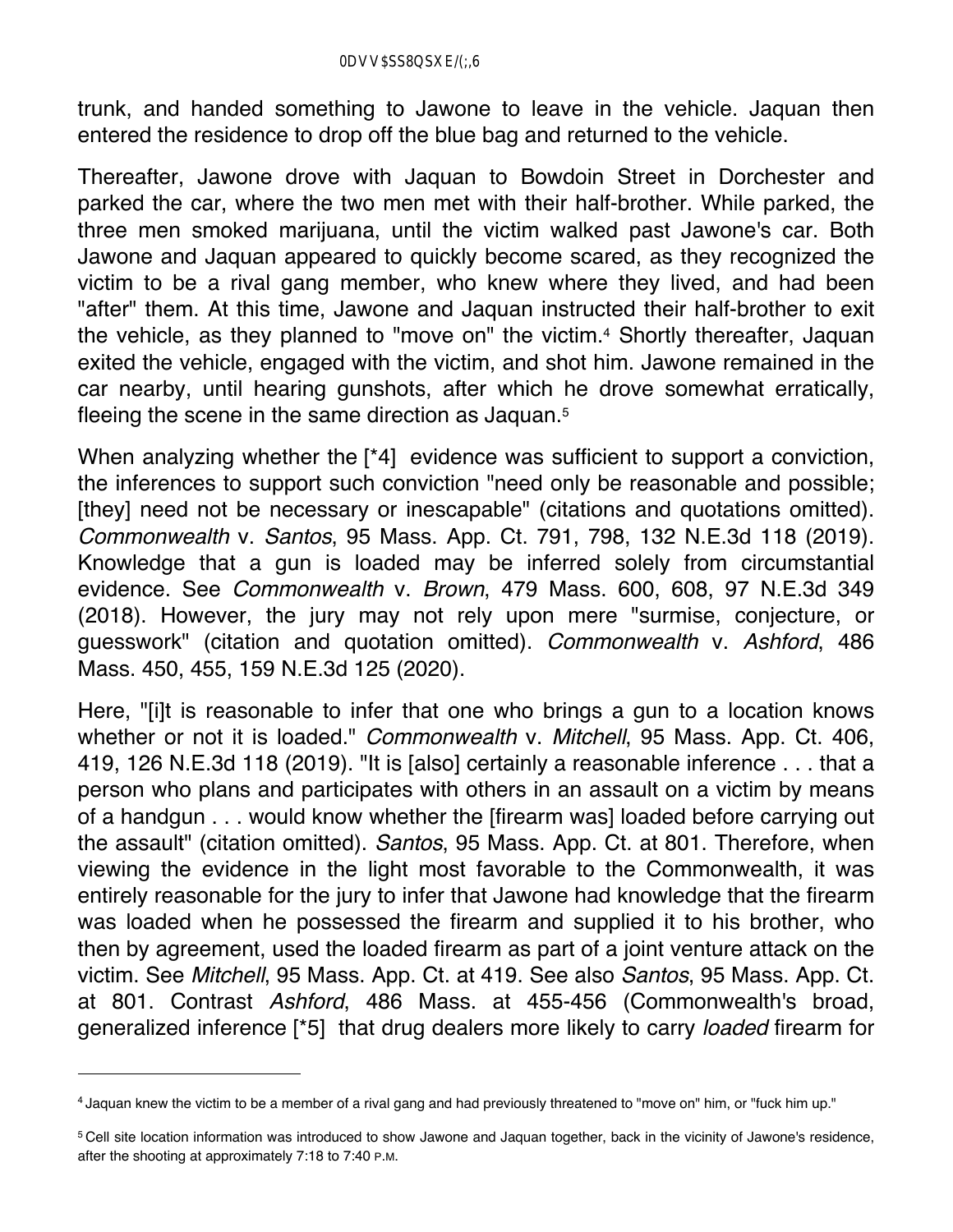trunk, and handed something to Jawone to leave in the vehicle. Jaquan then entered the residence to drop off the blue bag and returned to the vehicle.

Thereafter, Jawone drove with Jaquan to Bowdoin Street in Dorchester and parked the car, where the two men met with their half-brother. While parked, the three men smoked marijuana, until the victim walked past Jawone's car. Both Jawone and Jaquan appeared to quickly become scared, as they recognized the victim to be a rival gang member, who knew where they lived, and had been "after" them. At this time, Jawone and Jaquan instructed their half-brother to exit the vehicle, as they planned to "move on" the victim.[4] Shortly thereafter, Jaquan exited the vehicle, engaged with the victim, and shot him. Jawone remained in the car nearby, until hearing gunshots, after which he drove somewhat erratically, fleeing the scene in the same direction as Jaquan.[5]

When analyzing whether the [*4] evidence was sufficient to support a conviction, the inferences to support such conviction "need only be reasonable and possible; [they] need not be necessary or inescapable" (citations and quotations omitted). *Commonwealth* v. *Santos*, 95 Mass. App. Ct. 791, 798, 132 N.E.3d 118 (2019). Knowledge that a gun is loaded may be inferred solely from circumstantial evidence. See *Commonwealth* v. *Brown*, 479 Mass. 600, 608, 97 N.E.3d 349 (2018). However, the jury may not rely upon mere "surmise, conjecture, or guesswork" (citation and quotation omitted). *Commonwealth* v. *Ashford*, 486 Mass. 450, 455, 159 N.E.3d 125 (2020).

Here, "[i]t is reasonable to infer that one who brings a gun to a location knows whether or not it is loaded." *Commonwealth* v. *Mitchell*, 95 Mass. App. Ct. 406, 419, 126 N.E.3d 118 (2019). "It is [also] certainly a reasonable inference . . . that a person who plans and participates with others in an assault on a victim by means of a handgun . . . would know whether the [firearm was] loaded before carrying out the assault" (citation omitted). *Santos*, 95 Mass. App. Ct. at 801. Therefore, when viewing the evidence in the light most favorable to the Commonwealth, it was entirely reasonable for the jury to infer that Jawone had knowledge that the firearm was loaded when he possessed the firearm and supplied it to his brother, who then by agreement, used the loaded firearm as part of a joint venture attack on the victim. See *Mitchell*, 95 Mass. App. Ct. at 419. See also *Santos*, 95 Mass. App. Ct. at 801. Contrast *Ashford*, 486 Mass. at 455-456 (Commonwealth's broad, generalized inference [*5] that drug dealers more likely to carry *loaded* firearm for

---

[4] Jaquan knew the victim to be a member of a rival gang and had previously threatened to "move on" him, or "fuck him up."

[5] Cell site location information was introduced to show Jawone and Jaquan together, back in the vicinity of Jawone's residence, after the shooting at approximately 7:18 to 7:40 P.M.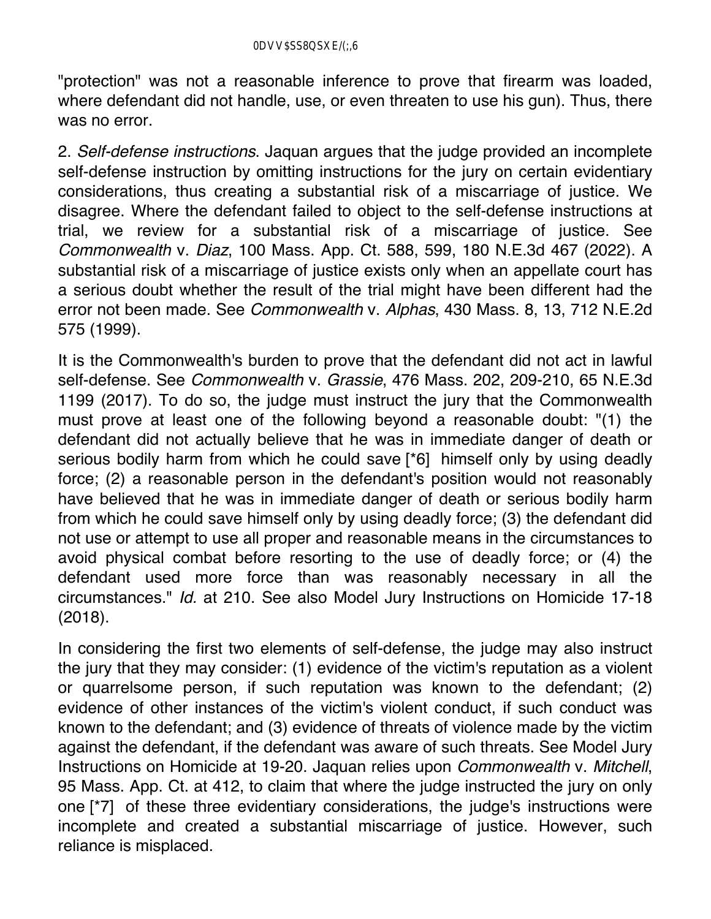"protection" was not a reasonable inference to prove that firearm was loaded, where defendant did not handle, use, or even threaten to use his gun). Thus, there was no error.

2. *Self-defense instructions*. Jaquan argues that the judge provided an incomplete self-defense instruction by omitting instructions for the jury on certain evidentiary considerations, thus creating a substantial risk of a miscarriage of justice. We disagree. Where the defendant failed to object to the self-defense instructions at trial, we review for a substantial risk of a miscarriage of justice. See *Commonwealth* v. *Diaz*, 100 Mass. App. Ct. 588, 599, 180 N.E.3d 467 (2022). A substantial risk of a miscarriage of justice exists only when an appellate court has a serious doubt whether the result of the trial might have been different had the error not been made. See *Commonwealth* v. *Alphas*, 430 Mass. 8, 13, 712 N.E.2d 575 (1999).

It is the Commonwealth's burden to prove that the defendant did not act in lawful self-defense. See *Commonwealth* v. *Grassie*, 476 Mass. 202, 209-210, 65 N.E.3d 1199 (2017). To do so, the judge must instruct the jury that the Commonwealth must prove at least one of the following beyond a reasonable doubt: "(1) the defendant did not actually believe that he was in immediate danger of death or serious bodily harm from which he could save [*6] himself only by using deadly force; (2) a reasonable person in the defendant's position would not reasonably have believed that he was in immediate danger of death or serious bodily harm from which he could save himself only by using deadly force; (3) the defendant did not use or attempt to use all proper and reasonable means in the circumstances to avoid physical combat before resorting to the use of deadly force; or (4) the defendant used more force than was reasonably necessary in all the circumstances." *Id.* at 210. See also Model Jury Instructions on Homicide 17-18 (2018).

In considering the first two elements of self-defense, the judge may also instruct the jury that they may consider: (1) evidence of the victim's reputation as a violent or quarrelsome person, if such reputation was known to the defendant; (2) evidence of other instances of the victim's violent conduct, if such conduct was known to the defendant; and (3) evidence of threats of violence made by the victim against the defendant, if the defendant was aware of such threats. See Model Jury Instructions on Homicide at 19-20. Jaquan relies upon *Commonwealth* v. *Mitchell*, 95 Mass. App. Ct. at 412, to claim that where the judge instructed the jury on only one [*7] of these three evidentiary considerations, the judge's instructions were incomplete and created a substantial miscarriage of justice. However, such reliance is misplaced.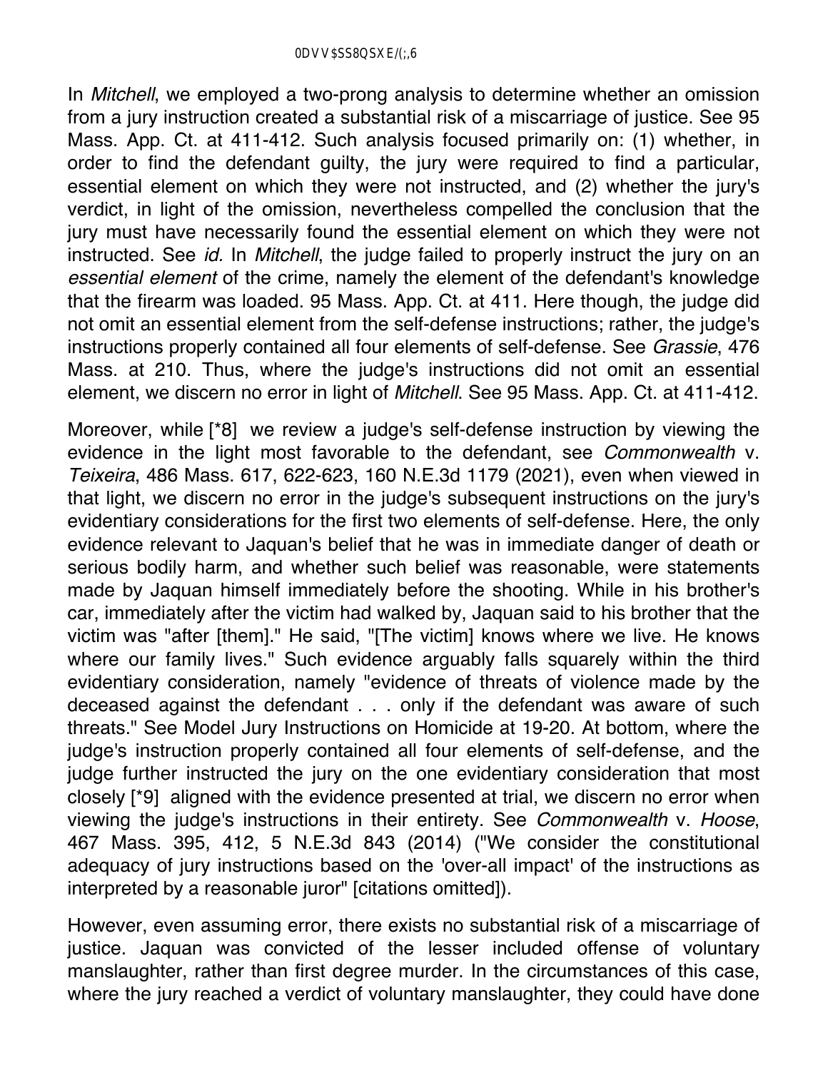In *Mitchell*, we employed a two-prong analysis to determine whether an omission from a jury instruction created a substantial risk of a miscarriage of justice. See 95 Mass. App. Ct. at 411-412. Such analysis focused primarily on: (1) whether, in order to find the defendant guilty, the jury were required to find a particular, essential element on which they were not instructed, and (2) whether the jury's verdict, in light of the omission, nevertheless compelled the conclusion that the jury must have necessarily found the essential element on which they were not instructed. See *id.* In *Mitchell*, the judge failed to properly instruct the jury on an *essential element* of the crime, namely the element of the defendant's knowledge that the firearm was loaded. 95 Mass. App. Ct. at 411. Here though, the judge did not omit an essential element from the self-defense instructions; rather, the judge's instructions properly contained all four elements of self-defense. See *Grassie*, 476 Mass. at 210. Thus, where the judge's instructions did not omit an essential element, we discern no error in light of *Mitchell*. See 95 Mass. App. Ct. at 411-412.

Moreover, while [*8] we review a judge's self-defense instruction by viewing the evidence in the light most favorable to the defendant, see *Commonwealth* v. *Teixeira*, 486 Mass. 617, 622-623, 160 N.E.3d 1179 (2021), even when viewed in that light, we discern no error in the judge's subsequent instructions on the jury's evidentiary considerations for the first two elements of self-defense. Here, the only evidence relevant to Jaquan's belief that he was in immediate danger of death or serious bodily harm, and whether such belief was reasonable, were statements made by Jaquan himself immediately before the shooting. While in his brother's car, immediately after the victim had walked by, Jaquan said to his brother that the victim was "after [them]." He said, "[The victim] knows where we live. He knows where our family lives." Such evidence arguably falls squarely within the third evidentiary consideration, namely "evidence of threats of violence made by the deceased against the defendant . . . only if the defendant was aware of such threats." See Model Jury Instructions on Homicide at 19-20. At bottom, where the judge's instruction properly contained all four elements of self-defense, and the judge further instructed the jury on the one evidentiary consideration that most closely [*9] aligned with the evidence presented at trial, we discern no error when viewing the judge's instructions in their entirety. See *Commonwealth* v. *Hoose*, 467 Mass. 395, 412, 5 N.E.3d 843 (2014) ("We consider the constitutional adequacy of jury instructions based on the 'over-all impact' of the instructions as interpreted by a reasonable juror" [citations omitted]).

However, even assuming error, there exists no substantial risk of a miscarriage of justice. Jaquan was convicted of the lesser included offense of voluntary manslaughter, rather than first degree murder. In the circumstances of this case, where the jury reached a verdict of voluntary manslaughter, they could have done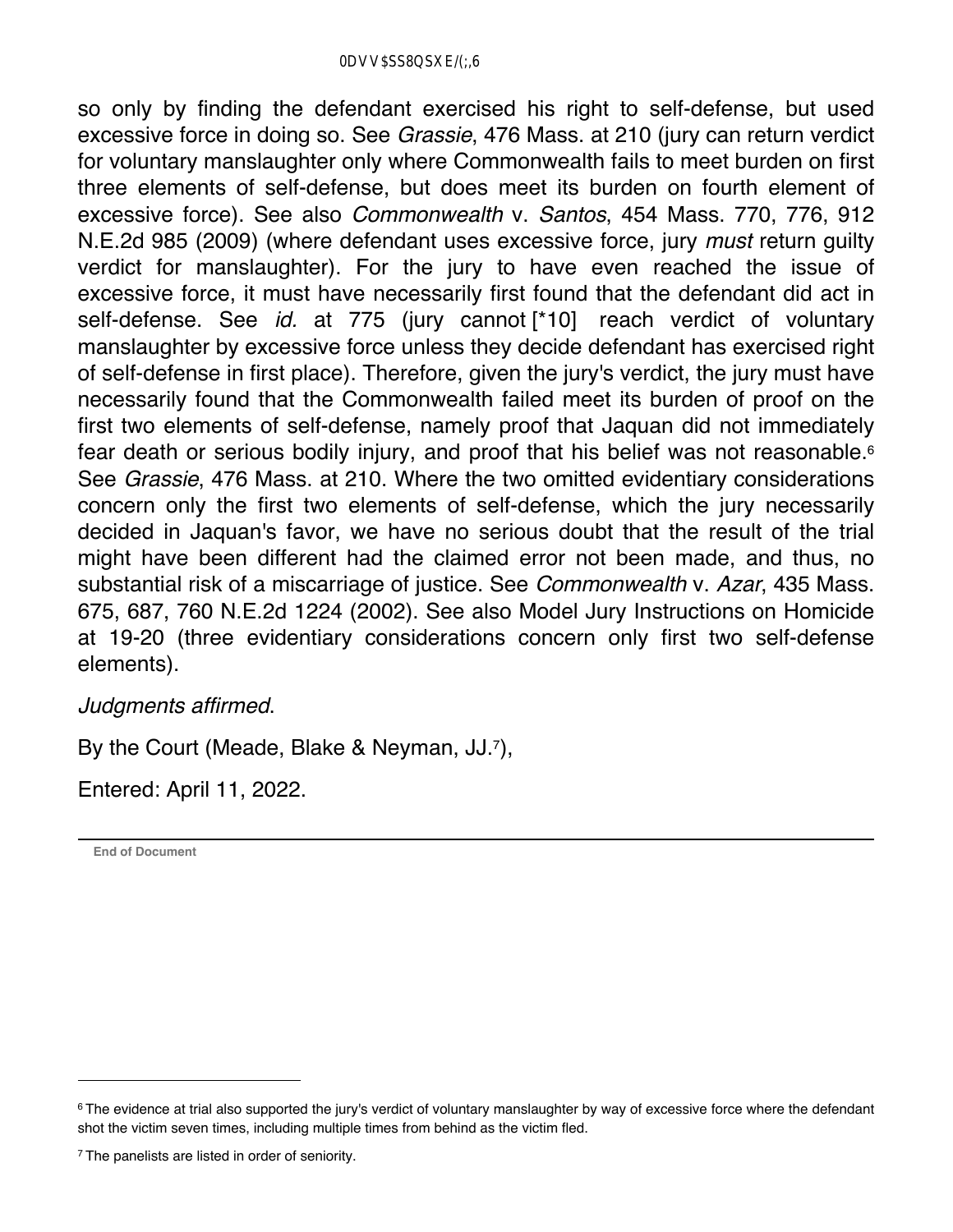so only by finding the defendant exercised his right to self-defense, but used excessive force in doing so. See *Grassie*, 476 Mass. at 210 (jury can return verdict for voluntary manslaughter only where Commonwealth fails to meet burden on first three elements of self-defense, but does meet its burden on fourth element of excessive force). See also *Commonwealth* v. *Santos*, 454 Mass. 770, 776, 912 N.E.2d 985 (2009) (where defendant uses excessive force, jury *must* return guilty verdict for manslaughter). For the jury to have even reached the issue of excessive force, it must have necessarily first found that the defendant did act in self-defense. See *id.* at 775 (jury cannot [*10] reach verdict of voluntary manslaughter by excessive force unless they decide defendant has exercised right of self-defense in first place). Therefore, given the jury's verdict, the jury must have necessarily found that the Commonwealth failed meet its burden of proof on the first two elements of self-defense, namely proof that Jaquan did not immediately fear death or serious bodily injury, and proof that his belief was not reasonable.[6] See *Grassie*, 476 Mass. at 210. Where the two omitted evidentiary considerations concern only the first two elements of self-defense, which the jury necessarily decided in Jaquan's favor, we have no serious doubt that the result of the trial might have been different had the claimed error not been made, and thus, no substantial risk of a miscarriage of justice. See *Commonwealth* v. *Azar*, 435 Mass. 675, 687, 760 N.E.2d 1224 (2002). See also Model Jury Instructions on Homicide at 19-20 (three evidentiary considerations concern only first two self-defense elements).

*Judgments affirmed*.

By the Court (Meade, Blake & Neyman, JJ.[7]),

Entered: April 11, 2022.

---

**End of Document**

---

[6] The evidence at trial also supported the jury's verdict of voluntary manslaughter by way of excessive force where the defendant shot the victim seven times, including multiple times from behind as the victim fled.

[7] The panelists are listed in order of seniority.